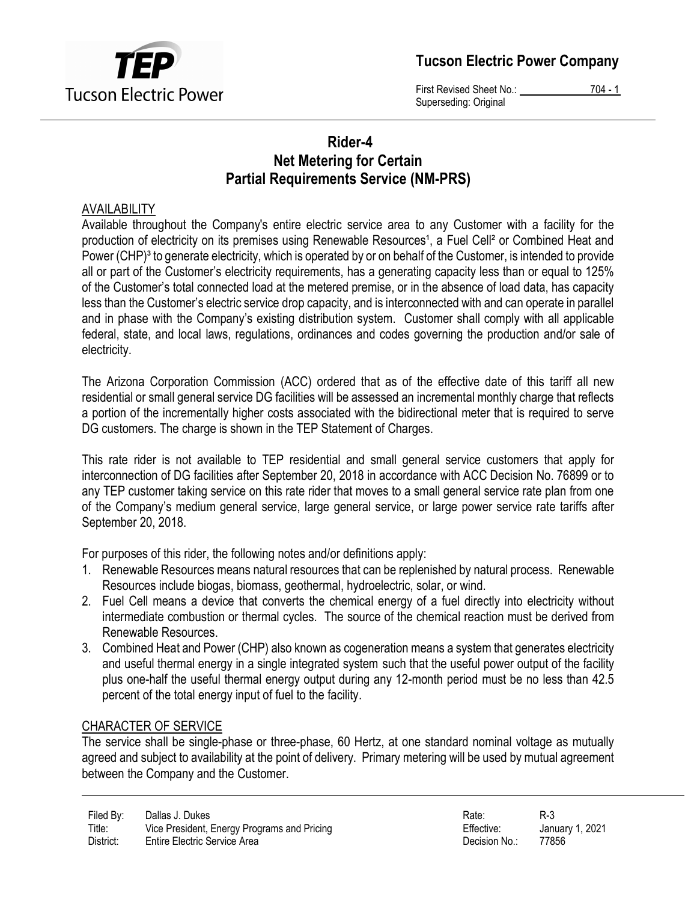# Rider-4
# Net Metering for Certain
# Partial Requirements Service (NM-PRS)

## AVAILABILITY

Available throughout the Company's entire electric service area to any Customer with a facility for the production of electricity on its premises using Renewable Resources[1], a Fuel Cell[2] or Combined Heat and Power (CHP)[3] to generate electricity, which is operated by or on behalf of the Customer, is intended to provide all or part of the Customer's electricity requirements, has a generating capacity less than or equal to 125% of the Customer's total connected load at the metered premise, or in the absence of load data, has capacity less than the Customer's electric service drop capacity, and is interconnected with and can operate in parallel and in phase with the Company's existing distribution system. Customer shall comply with all applicable federal, state, and local laws, regulations, ordinances and codes governing the production and/or sale of electricity.

The Arizona Corporation Commission (ACC) ordered that as of the effective date of this tariff all new residential or small general service DG facilities will be assessed an incremental monthly charge that reflects a portion of the incrementally higher costs associated with the bidirectional meter that is required to serve DG customers. The charge is shown in the TEP Statement of Charges.

This rate rider is not available to TEP residential and small general service customers that apply for interconnection of DG facilities after September 20, 2018 in accordance with ACC Decision No. 76899 or to any TEP customer taking service on this rate rider that moves to a small general service rate plan from one of the Company's medium general service, large general service, or large power service rate tariffs after September 20, 2018.

For purposes of this rider, the following notes and/or definitions apply:

1. Renewable Resources means natural resources that can be replenished by natural process. Renewable Resources include biogas, biomass, geothermal, hydroelectric, solar, or wind.
2. Fuel Cell means a device that converts the chemical energy of a fuel directly into electricity without intermediate combustion or thermal cycles. The source of the chemical reaction must be derived from Renewable Resources.
3. Combined Heat and Power (CHP) also known as cogeneration means a system that generates electricity and useful thermal energy in a single integrated system such that the useful power output of the facility plus one-half the useful thermal energy output during any 12-month period must be no less than 42.5 percent of the total energy input of fuel to the facility.

## CHARACTER OF SERVICE

The service shall be single-phase or three-phase, 60 Hertz, at one standard nominal voltage as mutually agreed and subject to availability at the point of delivery. Primary metering will be used by mutual agreement between the Company and the Customer.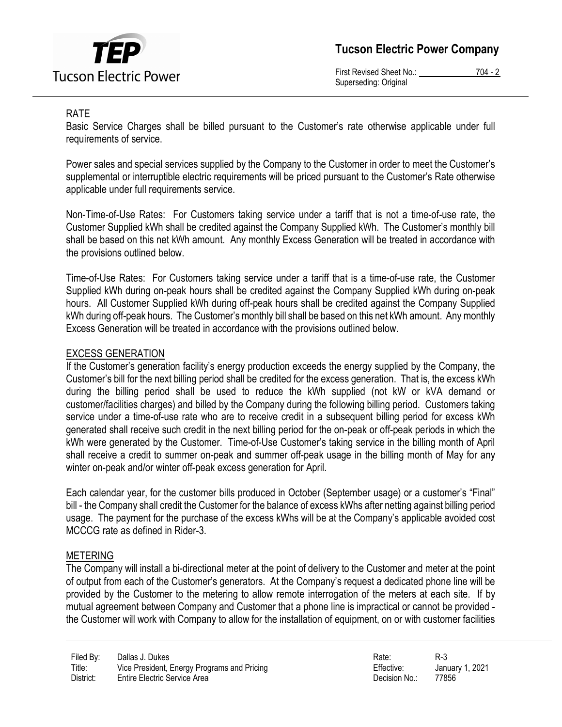## RATE

Basic Service Charges shall be billed pursuant to the Customer's rate otherwise applicable under full requirements of service.

Power sales and special services supplied by the Company to the Customer in order to meet the Customer's supplemental or interruptible electric requirements will be priced pursuant to the Customer's Rate otherwise applicable under full requirements service.

Non-Time-of-Use Rates: For Customers taking service under a tariff that is not a time-of-use rate, the Customer Supplied kWh shall be credited against the Company Supplied kWh. The Customer's monthly bill shall be based on this net kWh amount. Any monthly Excess Generation will be treated in accordance with the provisions outlined below.

Time-of-Use Rates: For Customers taking service under a tariff that is a time-of-use rate, the Customer Supplied kWh during on-peak hours shall be credited against the Company Supplied kWh during on-peak hours. All Customer Supplied kWh during off-peak hours shall be credited against the Company Supplied kWh during off-peak hours. The Customer's monthly bill shall be based on this net kWh amount. Any monthly Excess Generation will be treated in accordance with the provisions outlined below.

## EXCESS GENERATION

If the Customer's generation facility's energy production exceeds the energy supplied by the Company, the Customer's bill for the next billing period shall be credited for the excess generation. That is, the excess kWh during the billing period shall be used to reduce the kWh supplied (not kW or kVA demand or customer/facilities charges) and billed by the Company during the following billing period. Customers taking service under a time-of-use rate who are to receive credit in a subsequent billing period for excess kWh generated shall receive such credit in the next billing period for the on-peak or off-peak periods in which the kWh were generated by the Customer. Time-of-Use Customer's taking service in the billing month of April shall receive a credit to summer on-peak and summer off-peak usage in the billing month of May for any winter on-peak and/or winter off-peak excess generation for April.

Each calendar year, for the customer bills produced in October (September usage) or a customer's "Final" bill - the Company shall credit the Customer for the balance of excess kWhs after netting against billing period usage. The payment for the purchase of the excess kWhs will be at the Company's applicable avoided cost MCCCG rate as defined in Rider-3.

## METERING

The Company will install a bi-directional meter at the point of delivery to the Customer and meter at the point of output from each of the Customer's generators. At the Company's request a dedicated phone line will be provided by the Customer to the metering to allow remote interrogation of the meters at each site. If by mutual agreement between Company and Customer that a phone line is impractical or cannot be provided - the Customer will work with Company to allow for the installation of equipment, on or with customer facilities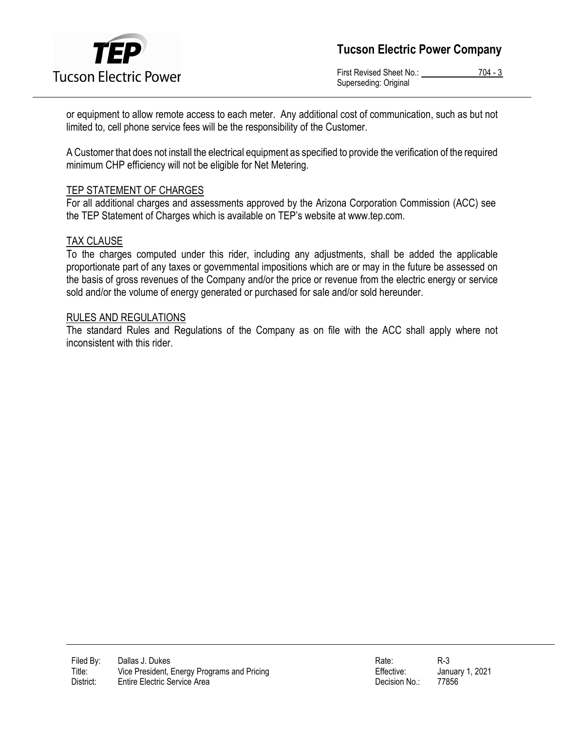or equipment to allow remote access to each meter. Any additional cost of communication, such as but not limited to, cell phone service fees will be the responsibility of the Customer.

A Customer that does not install the electrical equipment as specified to provide the verification of the required minimum CHP efficiency will not be eligible for Net Metering.

## TEP STATEMENT OF CHARGES

For all additional charges and assessments approved by the Arizona Corporation Commission (ACC) see the TEP Statement of Charges which is available on TEP's website at www.tep.com.

## TAX CLAUSE

To the charges computed under this rider, including any adjustments, shall be added the applicable proportionate part of any taxes or governmental impositions which are or may in the future be assessed on the basis of gross revenues of the Company and/or the price or revenue from the electric energy or service sold and/or the volume of energy generated or purchased for sale and/or sold hereunder.

## RULES AND REGULATIONS

The standard Rules and Regulations of the Company as on file with the ACC shall apply where not inconsistent with this rider.